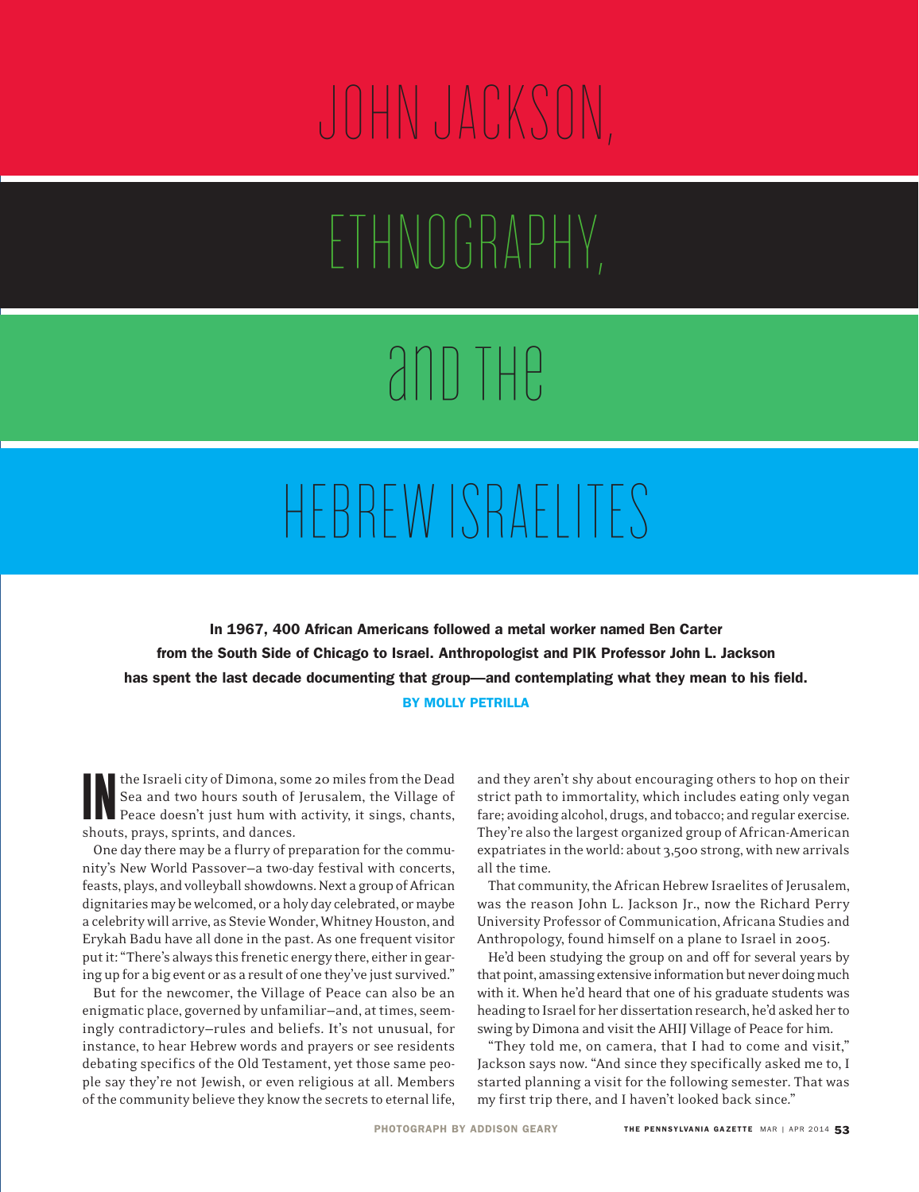# JOHN JACKSON, ETHNOGRAPHY, and THE HEBREW ISRAELITES

**In 1967, 400 African Americans followed a metal worker named Ben Carter from the South Side of Chicago to Israel. Anthropologist and PIK Professor John L. Jackson has spent the last decade documenting that group—and contemplating what they mean to his field.**

**BY MOLLY PETRILLA**

IN the Israeli city of Dimona, some 20 miles from the Dead Sea and two hours south of Jerusalem, the Village of Peace doesn't just hum with activity, it sings, chants, shouts, prays, sprints, and dances.

One day there may be a flurry of preparation for the community's New World Passover—a two-day festival with concerts, feasts, plays, and volleyball showdowns. Next a group of African dignitaries may be welcomed, or a holy day celebrated, or maybe a celebrity will arrive, as Stevie Wonder, Whitney Houston, and Erykah Badu have all done in the past. As one frequent visitor put it: "There's always this frenetic energy there, either in gearing up for a big event or as a result of one they've just survived."

But for the newcomer, the Village of Peace can also be an enigmatic place, governed by unfamiliar—and, at times, seemingly contradictory—rules and beliefs. It's not unusual, for instance, to hear Hebrew words and prayers or see residents debating specifics of the Old Testament, yet those same people say they're not Jewish, or even religious at all. Members of the community believe they know the secrets to eternal life, and they aren't shy about encouraging others to hop on their strict path to immortality, which includes eating only vegan fare; avoiding alcohol, drugs, and tobacco; and regular exercise. They're also the largest organized group of African-American expatriates in the world: about 3,500 strong, with new arrivals all the time.

That community, the African Hebrew Israelites of Jerusalem, was the reason John L. Jackson Jr., now the Richard Perry University Professor of Communication, Africana Studies and Anthropology, found himself on a plane to Israel in 2005.

He'd been studying the group on and off for several years by that point, amassing extensive information but never doing much with it. When he'd heard that one of his graduate students was heading to Israel for her dissertation research, he'd asked her to swing by Dimona and visit the AHIJ Village of Peace for him.

"They told me, on camera, that I had to come and visit," Jackson says now. "And since they specifically asked me to, I started planning a visit for the following semester. That was my first trip there, and I haven't looked back since."

PHOTOGRAPH BY ADDISON GEARY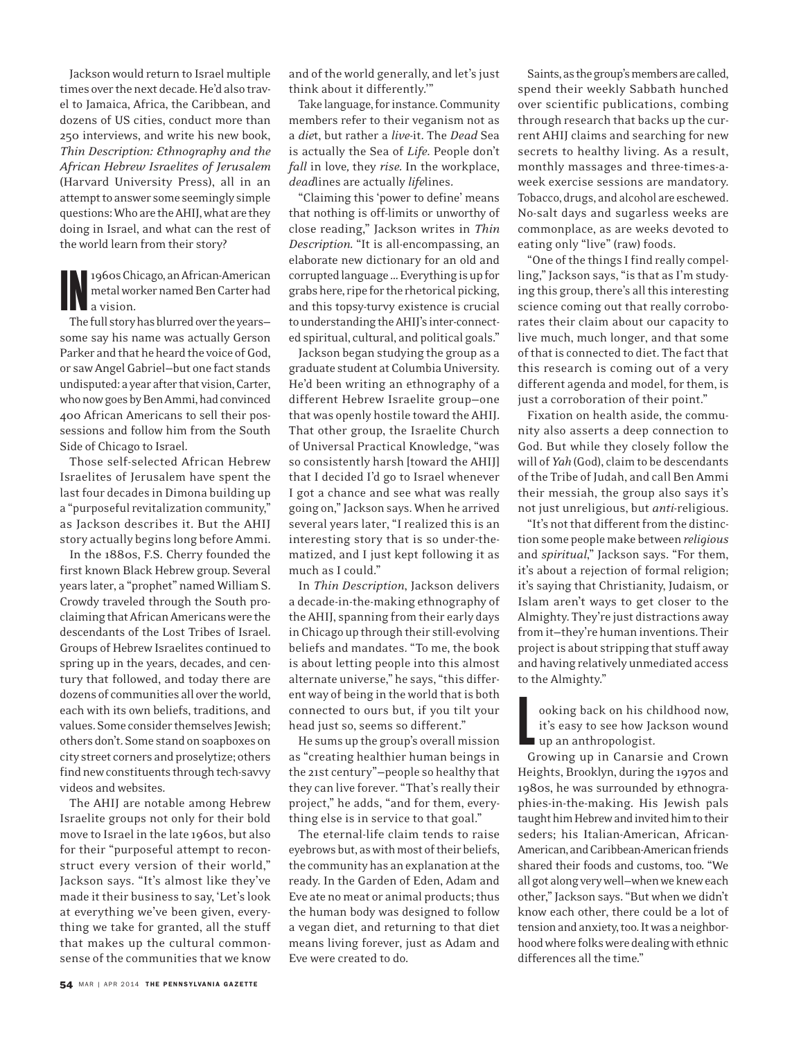Jackson would return to Israel multiple times over the next decade. He'd also travel to Jamaica, Africa, the Caribbean, and dozens of US cities, conduct more than 250 interviews, and write his new book, *Thin Description: Ethnography and the African Hebrew Israelites of Jerusalem* (Harvard University Press), all in an attempt to answer some seemingly simple questions: Who are the AHIJ, what are they doing in Israel, and what can the rest of the world learn from their story?

**IN** 1960s Chicago, an African-American metal worker named Ben Carter had a vision.

The full story has blurred over the years—some say his name was actually Gerson Parker and that he heard the voice of God, or saw Angel Gabriel—but one fact stands undisputed: a year after that vision, Carter, who now goes by Ben Ammi, had convinced 400 African Americans to sell their possessions and follow him from the South Side of Chicago to Israel.

Those self-selected African Hebrew Israelites of Jerusalem have spent the last four decades in Dimona building up a "purposeful revitalization community," as Jackson describes it. But the AHIJ story actually begins long before Ammi.

In the 1880s, F.S. Cherry founded the first known Black Hebrew group. Several years later, a "prophet" named William S. Crowdy traveled through the South proclaiming that African Americans were the descendants of the Lost Tribes of Israel. Groups of Hebrew Israelites continued to spring up in the years, decades, and century that followed, and today there are dozens of communities all over the world, each with its own beliefs, traditions, and values. Some consider themselves Jewish; others don't. Some stand on soapboxes on city street corners and proselytize; others find new constituents through tech-savvy videos and websites.

The AHIJ are notable among Hebrew Israelite groups not only for their bold move to Israel in the late 1960s, but also for their "purposeful attempt to reconstruct every version of their world," Jackson says. "It's almost like they've made it their business to say, 'Let's look at everything we've been given, everything we take for granted, all the stuff that makes up the cultural commonsense of the communities that we know and of the world generally, and let's just think about it differently.'"

Take language, for instance. Community members refer to their veganism not as a *die*t, but rather a *live*-it. The *Dead* Sea is actually the Sea of *Life*. People don't *fall* in love, they *rise*. In the workplace, *dead*lines are actually *life*lines.

"Claiming this 'power to define' means that nothing is off-limits or unworthy of close reading," Jackson writes in *Thin Description*. "It is all-encompassing, an elaborate new dictionary for an old and corrupted language ... Everything is up for grabs here, ripe for the rhetorical picking, and this topsy-turvy existence is crucial to understanding the AHIJ's inter-connected spiritual, cultural, and political goals."

Jackson began studying the group as a graduate student at Columbia University. He'd been writing an ethnography of a different Hebrew Israelite group—one that was openly hostile toward the AHIJ. That other group, the Israelite Church of Universal Practical Knowledge, "was so consistently harsh [toward the AHIJ] that I decided I'd go to Israel whenever I got a chance and see what was really going on," Jackson says. When he arrived several years later, "I realized this is an interesting story that is so under-thematized, and I just kept following it as much as I could."

In *Thin Description*, Jackson delivers a decade-in-the-making ethnography of the AHIJ, spanning from their early days in Chicago up through their still-evolving beliefs and mandates. "To me, the book is about letting people into this almost alternate universe," he says, "this different way of being in the world that is both connected to ours but, if you tilt your head just so, seems so different."

He sums up the group's overall mission as "creating healthier human beings in the 21st century"—people so healthy that they can live forever. "That's really their project," he adds, "and for them, everything else is in service to that goal."

The eternal-life claim tends to raise eyebrows but, as with most of their beliefs, the community has an explanation at the ready. In the Garden of Eden, Adam and Eve ate no meat or animal products; thus the human body was designed to follow a vegan diet, and returning to that diet means living forever, just as Adam and Eve were created to do.

Saints, as the group's members are called, spend their weekly Sabbath hunched over scientific publications, combing through research that backs up the current AHIJ claims and searching for new secrets to healthy living. As a result, monthly massages and three-times-a-week exercise sessions are mandatory. Tobacco, drugs, and alcohol are eschewed. No-salt days and sugarless weeks are commonplace, as are weeks devoted to eating only "live" (raw) foods.

"One of the things I find really compelling," Jackson says, "is that as I'm studying this group, there's all this interesting science coming out that really corroborates their claim about our capacity to live much, much longer, and that some of that is connected to diet. The fact that this research is coming out of a very different agenda and model, for them, is just a corroboration of their point."

Fixation on health aside, the community also asserts a deep connection to God. But while they closely follow the will of *Yah* (God), claim to be descendants of the Tribe of Judah, and call Ben Ammi their messiah, the group also says it's not just unreligious, but *anti*-religious.

"It's not that different from the distinction some people make between *religious* and *spiritual*," Jackson says. "For them, it's about a rejection of formal religion; it's saying that Christianity, Judaism, or Islam aren't ways to get closer to the Almighty. They're just distractions away from it—they're human inventions. Their project is about stripping that stuff away and having relatively unmediated access to the Almighty."

**L**ooking back on his childhood now, it's easy to see how Jackson wound up an anthropologist.

Growing up in Canarsie and Crown Heights, Brooklyn, during the 1970s and 1980s, he was surrounded by ethnographies-in-the-making. His Jewish pals taught him Hebrew and invited him to their seders; his Italian-American, African-American, and Caribbean-American friends shared their foods and customs, too. "We all got along very well—when we knew each other," Jackson says. "But when we didn't know each other, there could be a lot of tension and anxiety, too. It was a neighborhood where folks were dealing with ethnic differences all the time."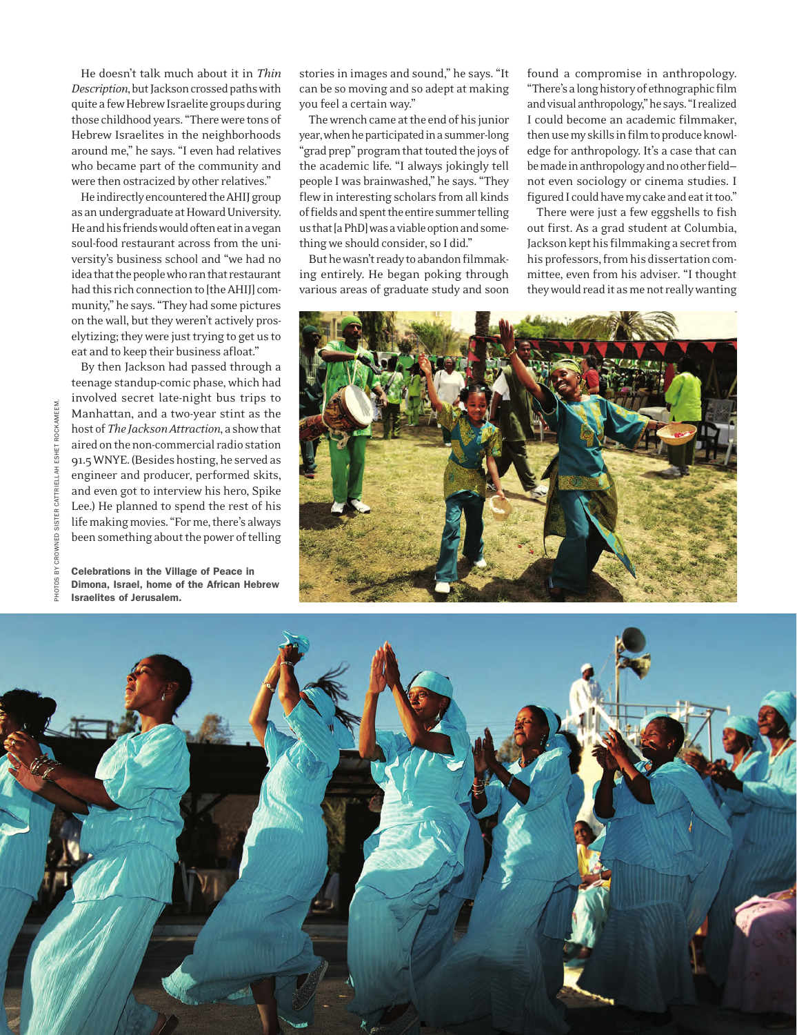He doesn't talk much about it in *Thin Description*, but Jackson crossed paths with quite a few Hebrew Israelite groups during those childhood years. "There were tons of Hebrew Israelites in the neighborhoods around me," he says. "I even had relatives who became part of the community and were then ostracized by other relatives."

He indirectly encountered the AHIJ group as an undergraduate at Howard University. He and his friends would often eat in a vegan soul-food restaurant across from the university's business school and "we had no idea that the people who ran that restaurant had this rich connection to [the AHIJ] community," he says. "They had some pictures on the wall, but they weren't actively proselytizing; they were just trying to get us to eat and to keep their business afloat."

By then Jackson had passed through a teenage standup-comic phase, which had involved secret late-night bus trips to Manhattan, and a two-year stint as the host of *The Jackson Attraction*, a show that aired on the non-commercial radio station 91.5 WNYE. (Besides hosting, he served as engineer and producer, performed skits, and even got to interview his hero, Spike Lee.) He planned to spend the rest of his life making movies. "For me, there's always been something about the power of telling stories in images and sound," he says. "It can be so moving and so adept at making you feel a certain way."

The wrench came at the end of his junior year, when he participated in a summer-long "grad prep" program that touted the joys of the academic life. "I always jokingly tell people I was brainwashed," he says. "They flew in interesting scholars from all kinds of fields and spent the entire summer telling us that [a PhD] was a viable option and something we should consider, so I did."

But he wasn't ready to abandon filmmaking entirely. He began poking through various areas of graduate study and soon found a compromise in anthropology. "There's a long history of ethnographic film and visual anthropology," he says. "I realized I could become an academic filmmaker, then use my skills in film to produce knowledge for anthropology. It's a case that can be made in anthropology and no other field—not even sociology or cinema studies. I figured I could have my cake and eat it too."

There were just a few eggshells to fish out first. As a grad student at Columbia, Jackson kept his filmmaking a secret from his professors, from his dissertation committee, even from his adviser. "I thought they would read it as me not really wanting

**Celebrations in the Village of Peace in Dimona, Israel, home of the African Hebrew Israelites of Jerusalem.**

PHOTOS BY CROWNED SISTER CATTRIELLAH ESHET ROCKAMEEM.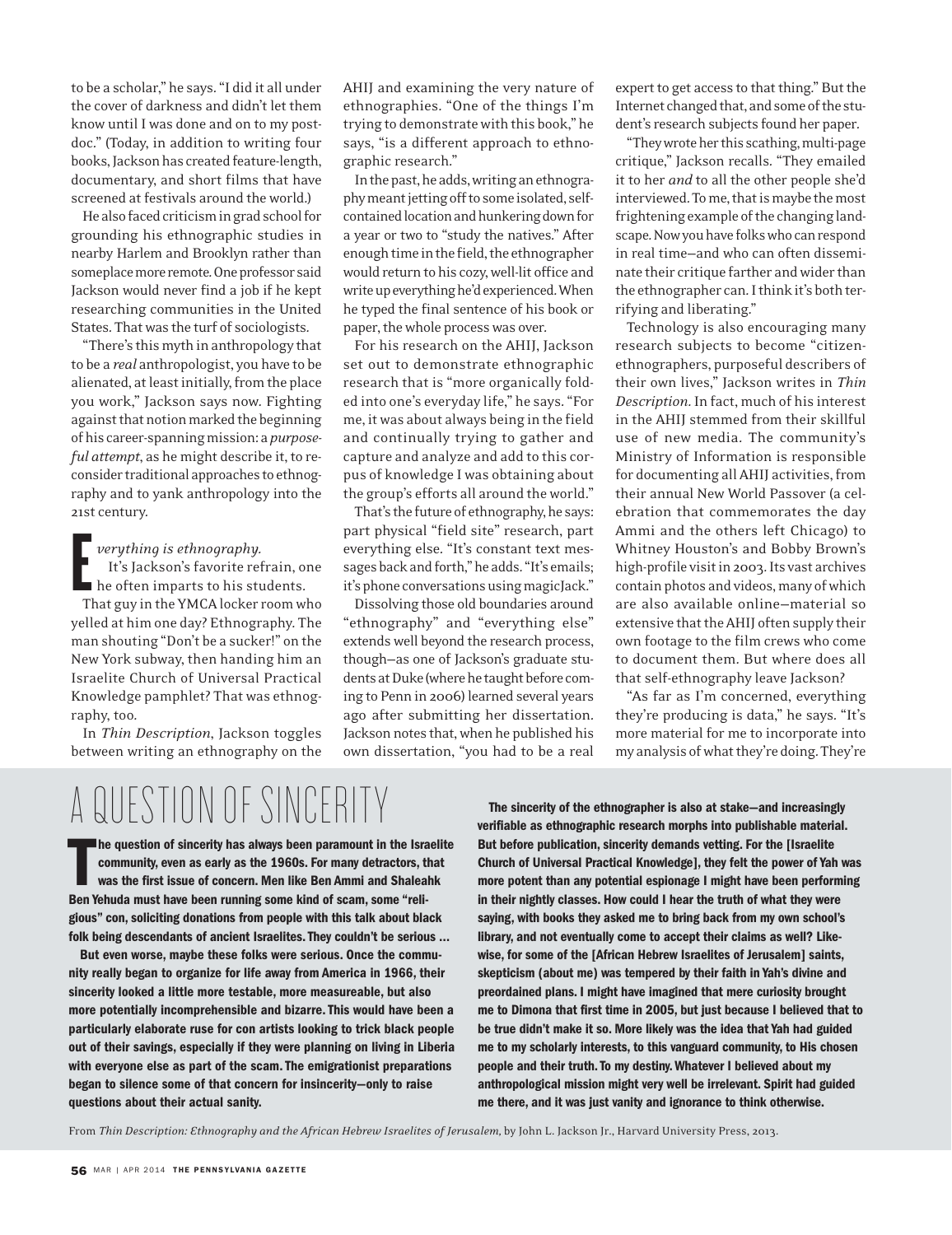to be a scholar," he says. "I did it all under the cover of darkness and didn't let them know until I was done and on to my post-doc." (Today, in addition to writing four books, Jackson has created feature-length, documentary, and short films that have screened at festivals around the world.)

He also faced criticism in grad school for grounding his ethnographic studies in nearby Harlem and Brooklyn rather than someplace more remote. One professor said Jackson would never find a job if he kept researching communities in the United States. That was the turf of sociologists.

"There's this myth in anthropology that to be a *real* anthropologist, you have to be alienated, at least initially, from the place you work," Jackson says now. Fighting against that notion marked the beginning of his career-spanning mission: a *purposeful attempt*, as he might describe it, to reconsider traditional approaches to ethnography and to yank anthropology into the 21st century.

*Everything is ethnography.*

It's Jackson's favorite refrain, one he often imparts to his students. That guy in the YMCA locker room who yelled at him one day? Ethnography. The man shouting "Don't be a sucker!" on the New York subway, then handing him an Israelite Church of Universal Practical Knowledge pamphlet? That was ethnography, too.

In *Thin Description*, Jackson toggles between writing an ethnography on the AHIJ and examining the very nature of ethnographies. "One of the things I'm trying to demonstrate with this book," he says, "is a different approach to ethnographic research."

In the past, he adds, writing an ethnography meant jetting off to some isolated, self-contained location and hunkering down for a year or two to "study the natives." After enough time in the field, the ethnographer would return to his cozy, well-lit office and write up everything he'd experienced. When he typed the final sentence of his book or paper, the whole process was over.

For his research on the AHIJ, Jackson set out to demonstrate ethnographic research that is "more organically folded into one's everyday life," he says. "For me, it was about always being in the field and continually trying to gather and capture and analyze and add to this corpus of knowledge I was obtaining about the group's efforts all around the world."

That's the future of ethnography, he says: part physical "field site" research, part everything else. "It's constant text messages back and forth," he adds. "It's emails; it's phone conversations using magicJack."

Dissolving those old boundaries around "ethnography" and "everything else" extends well beyond the research process, though—as one of Jackson's graduate students at Duke (where he taught before coming to Penn in 2006) learned several years ago after submitting her dissertation. Jackson notes that, when he published his own dissertation, "you had to be a real expert to get access to that thing." But the Internet changed that, and some of the student's research subjects found her paper.

"They wrote her this scathing, multi-page critique," Jackson recalls. "They emailed it to her *and* to all the other people she'd interviewed. To me, that is maybe the most frightening example of the changing landscape. Now you have folks who can respond in real time—and who can often disseminate their critique farther and wider than the ethnographer can. I think it's both terrifying and liberating."

Technology is also encouraging many research subjects to become "citizen-ethnographers, purposeful describers of their own lives," Jackson writes in *Thin Description*. In fact, much of his interest in the AHIJ stemmed from their skillful use of new media. The community's Ministry of Information is responsible for documenting all AHIJ activities, from their annual New World Passover (a celebration that commemorates the day Ammi and the others left Chicago) to Whitney Houston's and Bobby Brown's high-profile visit in 2003. Its vast archives contain photos and videos, many of which are also available online—material so extensive that the AHIJ often supply their own footage to the film crews who come to document them. But where does all that self-ethnography leave Jackson?

"As far as I'm concerned, everything they're producing is data," he says. "It's more material for me to incorporate into my analysis of what they're doing. They're

## A QUESTION OF SINCERITY

**The question of sincerity has always been paramount in the Israelite community, even as early as the 1960s. For many detractors, that was the first issue of concern. Men like Ben Ammi and Shaleahk Ben Yehuda must have been running some kind of scam, some "religious" con, soliciting donations from people with this talk about black folk being descendants of ancient Israelites. They couldn't be serious …**

**But even worse, maybe these folks were serious. Once the community really began to organize for life away from America in 1966, their sincerity looked a little more testable, more measureable, but also more potentially incomprehensible and bizarre. This would have been a particularly elaborate ruse for con artists looking to trick black people out of their savings, especially if they were planning on living in Liberia with everyone else as part of the scam. The emigrationist preparations began to silence some of that concern for insincerity—only to raise questions about their actual sanity.**

**The sincerity of the ethnographer is also at stake—and increasingly verifiable as ethnographic research morphs into publishable material. But before publication, sincerity demands vetting. For the [Israelite Church of Universal Practical Knowledge], they felt the power of Yah was more potent than any potential espionage I might have been performing in their nightly classes. How could I hear the truth of what they were saying, with books they asked me to bring back from my own school's library, and not eventually come to accept their claims as well? Likewise, for some of the [African Hebrew Israelites of Jerusalem] saints, skepticism (about me) was tempered by their faith in Yah's divine and preordained plans. I might have imagined that mere curiosity brought me to Dimona that first time in 2005, but just because I believed that to be true didn't make it so. More likely was the idea that Yah had guided me to my scholarly interests, to this vanguard community, to His chosen people and their truth. To my destiny. Whatever I believed about my anthropological mission might very well be irrelevant. Spirit had guided me there, and it was just vanity and ignorance to think otherwise.**

From *Thin Description: Ethnography and the African Hebrew Israelites of Jerusalem*, by John L. Jackson Jr., Harvard University Press, 2013.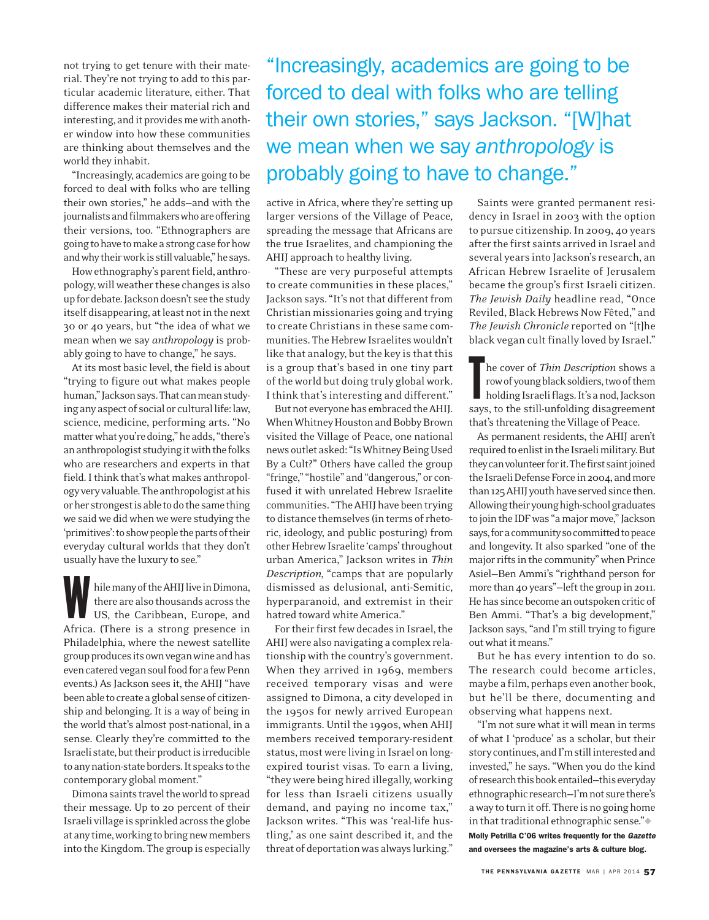not trying to get tenure with their material. They're not trying to add to this particular academic literature, either. That difference makes their material rich and interesting, and it provides me with another window into how these communities are thinking about themselves and the world they inhabit.

"Increasingly, academics are going to be forced to deal with folks who are telling their own stories," he adds—and with the journalists and filmmakers who are offering their versions, too. "Ethnographers are going to have to make a strong case for how and why their work is still valuable," he says.

How ethnography's parent field, anthropology, will weather these changes is also up for debate. Jackson doesn't see the study itself disappearing, at least not in the next 30 or 40 years, but "the idea of what we mean when we say *anthropology* is probably going to have to change," he says.

At its most basic level, the field is about "trying to figure out what makes people human," Jackson says. That can mean studying any aspect of social or cultural life: law, science, medicine, performing arts. "No matter what you're doing," he adds, "there's an anthropologist studying it with the folks who are researchers and experts in that field. I think that's what makes anthropology very valuable. The anthropologist at his or her strongest is able to do the same thing we said we did when we were studying the 'primitives': to show people the parts of their everyday cultural worlds that they don't usually have the luxury to see."

> "Increasingly, academics are going to be forced to deal with folks who are telling their own stories," says Jackson. "[W]hat we mean when we say *anthropology* is probably going to have to change."

While many of the AHIJ live in Dimona, there are also thousands across the US, the Caribbean, Europe, and Africa. (There is a strong presence in Philadelphia, where the newest satellite group produces its own vegan wine and has even catered vegan soul food for a few Penn events.) As Jackson sees it, the AHIJ "have been able to create a global sense of citizenship and belonging. It is a way of being in the world that's almost post-national, in a sense. Clearly they're committed to the Israeli state, but their product is irreducible to any nation-state borders. It speaks to the contemporary global moment."

Dimona saints travel the world to spread their message. Up to 20 percent of their Israeli village is sprinkled across the globe at any time, working to bring new members into the Kingdom. The group is especially active in Africa, where they're setting up larger versions of the Village of Peace, spreading the message that Africans are the true Israelites, and championing the AHIJ approach to healthy living.

"These are very purposeful attempts to create communities in these places," Jackson says. "It's not that different from Christian missionaries going and trying to create Christians in these same communities. The Hebrew Israelites wouldn't like that analogy, but the key is that this is a group that's based in one tiny part of the world but doing truly global work. I think that's interesting and different."

But not everyone has embraced the AHIJ. When Whitney Houston and Bobby Brown visited the Village of Peace, one national news outlet asked: "Is Whitney Being Used By a Cult?" Others have called the group "fringe," "hostile" and "dangerous," or confused it with unrelated Hebrew Israelite communities. "The AHIJ have been trying to distance themselves (in terms of rhetoric, ideology, and public posturing) from other Hebrew Israelite 'camps' throughout urban America," Jackson writes in *Thin Description,* "camps that are popularly dismissed as delusional, anti-Semitic, hyperparanoid, and extremist in their hatred toward white America."

For their first few decades in Israel, the AHIJ were also navigating a complex relationship with the country's government. When they arrived in 1969, members received temporary visas and were assigned to Dimona, a city developed in the 1950s for newly arrived European immigrants. Until the 1990s, when AHIJ members received temporary-resident status, most were living in Israel on long-expired tourist visas. To earn a living, "they were being hired illegally, working for less than Israeli citizens usually demand, and paying no income tax," Jackson writes. "This was 'real-life hustling,' as one saint described it, and the threat of deportation was always lurking."

Saints were granted permanent residency in Israel in 2003 with the option to pursue citizenship. In 2009, 40 years after the first saints arrived in Israel and several years into Jackson's research, an African Hebrew Israelite of Jerusalem became the group's first Israeli citizen. *The Jewish Daily* headline read, "Once Reviled, Black Hebrews Now Fêted," and *The Jewish Chronicle* reported on "[t]he black vegan cult finally loved by Israel."

The cover of *Thin Description* shows a row of young black soldiers, two of them holding Israeli flags. It's a nod, Jackson says, to the still-unfolding disagreement that's threatening the Village of Peace.

As permanent residents, the AHIJ aren't required to enlist in the Israeli military. But they can volunteer for it. The first saint joined the Israeli Defense Force in 2004, and more than 125 AHIJ youth have served since then. Allowing their young high-school graduates to join the IDF was "a major decision," Jackson says, for a community so committed to peace and longevity. It also sparked "one of the major rifts in the community" when Prince Asiel—Ben Ammi's "righthand person for more than 40 years"—left the group in 2011. He has since become an outspoken critic of Ben Ammi. "That's a big development," Jackson says, "and I'm still trying to figure out what it means."

But he has every intention to do so. The research could become articles, maybe a film, perhaps even another book, but he'll be there, documenting and observing what happens next.

"I'm not sure what it will mean in terms of what I 'produce' as a scholar, but their story continues, and I'm still interested and invested," he says. "When you do the kind of research this book entailed—this everyday ethnographic research—I'm not sure there's a way to turn it off. There is no going home in that traditional ethnographic sense."◆

**Molly Petrilla C'06 writes frequently for the *Gazette* and oversees the magazine's arts & culture blog.**